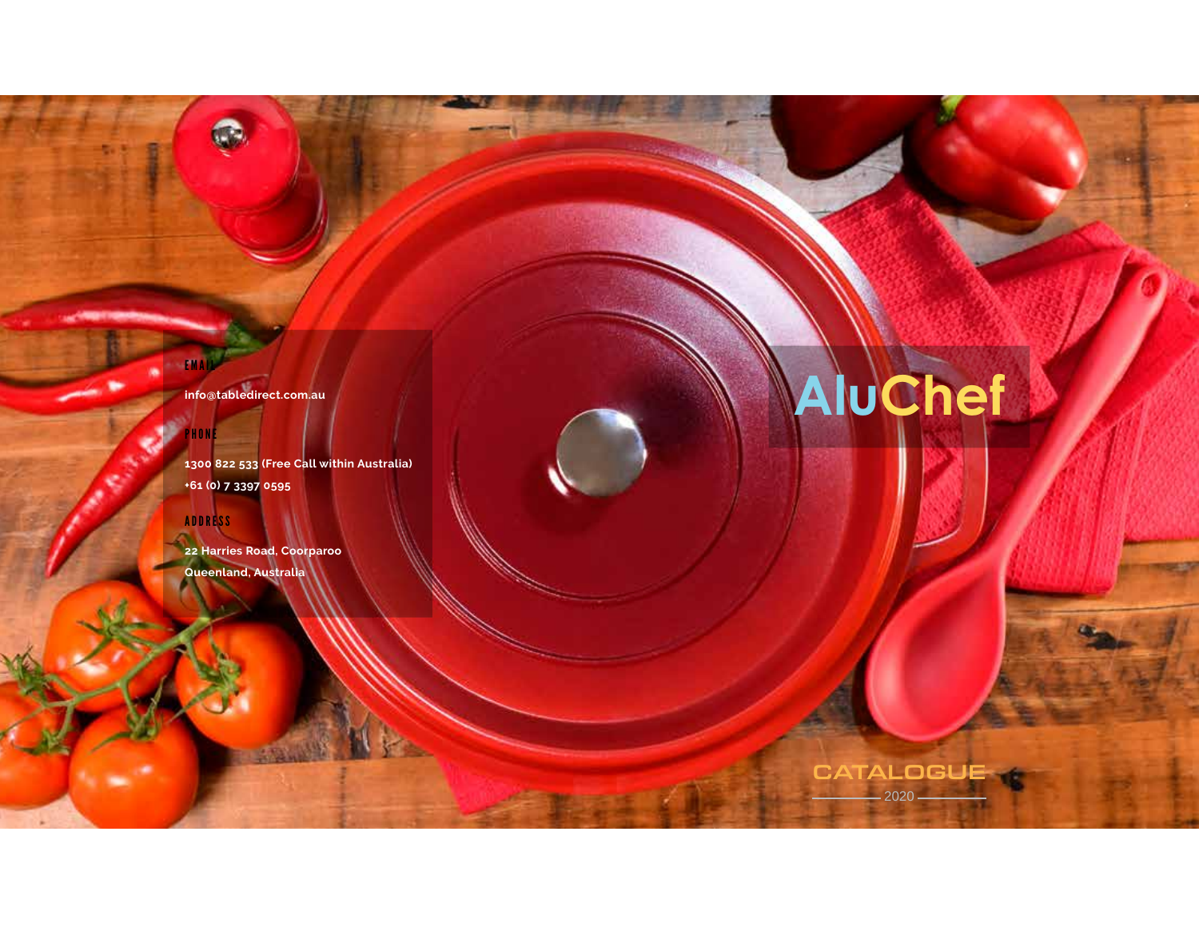# AluChef

CATALOGUE

2020

EMAIL

info@tabledirect.com.au

PHONE

1300 822 533 (Free Call within Australia)

+61 (0) 7 3397 0595

ADDRESS

22 Harries Road, Coorparoo

Queenland, Australia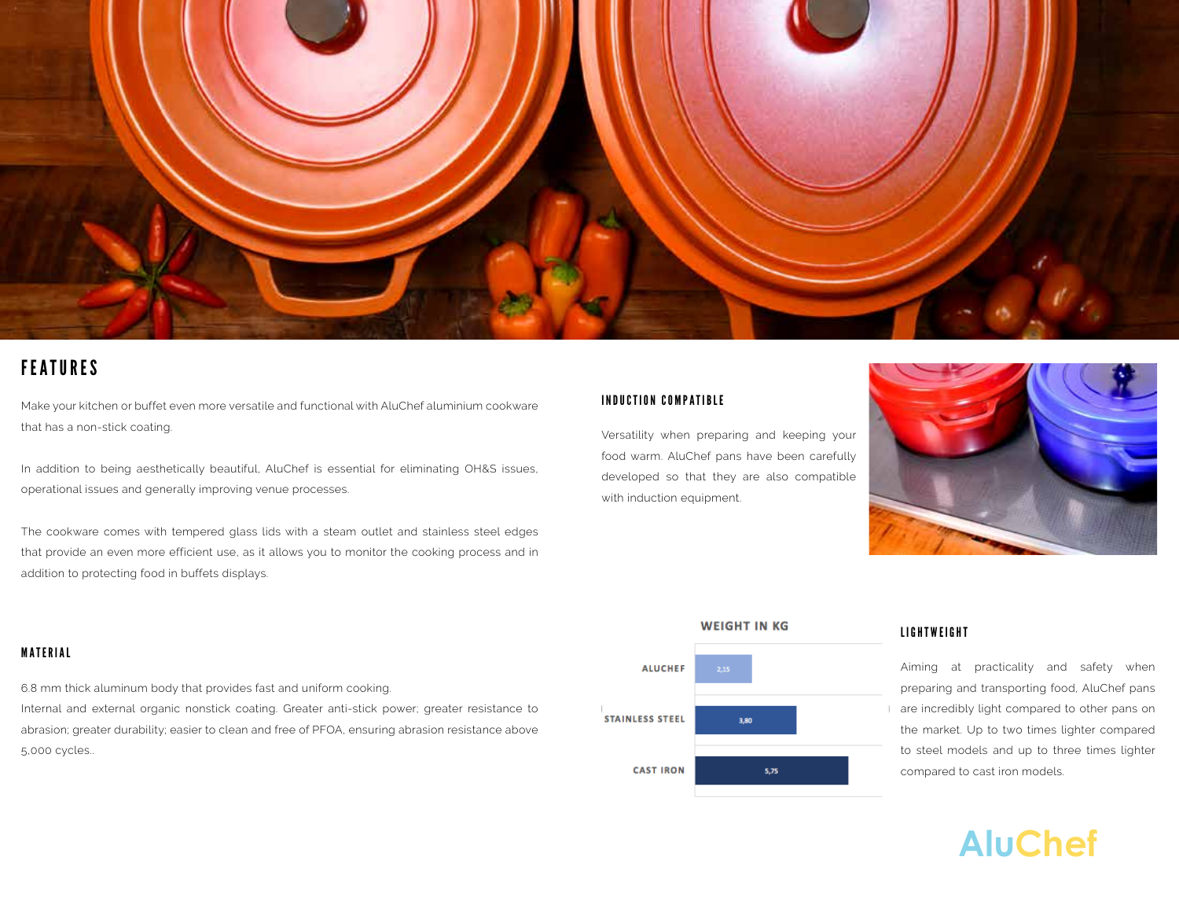# FEATURES

Make your kitchen or buffet even more versatile and functional with AluChef aluminium cookware that has a non-stick coating.

In addition to being aesthetically beautiful, AluChef is essential for eliminating OH&S issues, operational issues and generally improving venue processes.

The cookware comes with tempered glass lids with a steam outlet and stainless steel edges that provide an even more efficient use, as it allows you to monitor the cooking process and in addition to protecting food in buffets displays.

## INDUCTION COMPATIBLE

Versatility when preparing and keeping your food warm. AluChef pans have been carefully developed so that they are also compatible with induction equipment.

## MATERIAL

6.8 mm thick aluminum body that provides fast and uniform cooking.
Internal and external organic nonstick coating. Greater anti-stick power; greater resistance to abrasion; greater durability; easier to clean and free of PFOA, ensuring abrasion resistance above 5,000 cycles..

**WEIGHT IN KG**

| | Weight in kg |
|---|---|
| ALUCHEF | 2,15 |
| STAINLESS STEEL | 3,80 |
| CAST IRON | 5,75 |

## LIGHTWEIGHT

Aiming at practicality and safety when preparing and transporting food, AluChef pans are incredibly light compared to other pans on the market. Up to two times lighter compared to steel models and up to three times lighter compared to cast iron models.

AluChef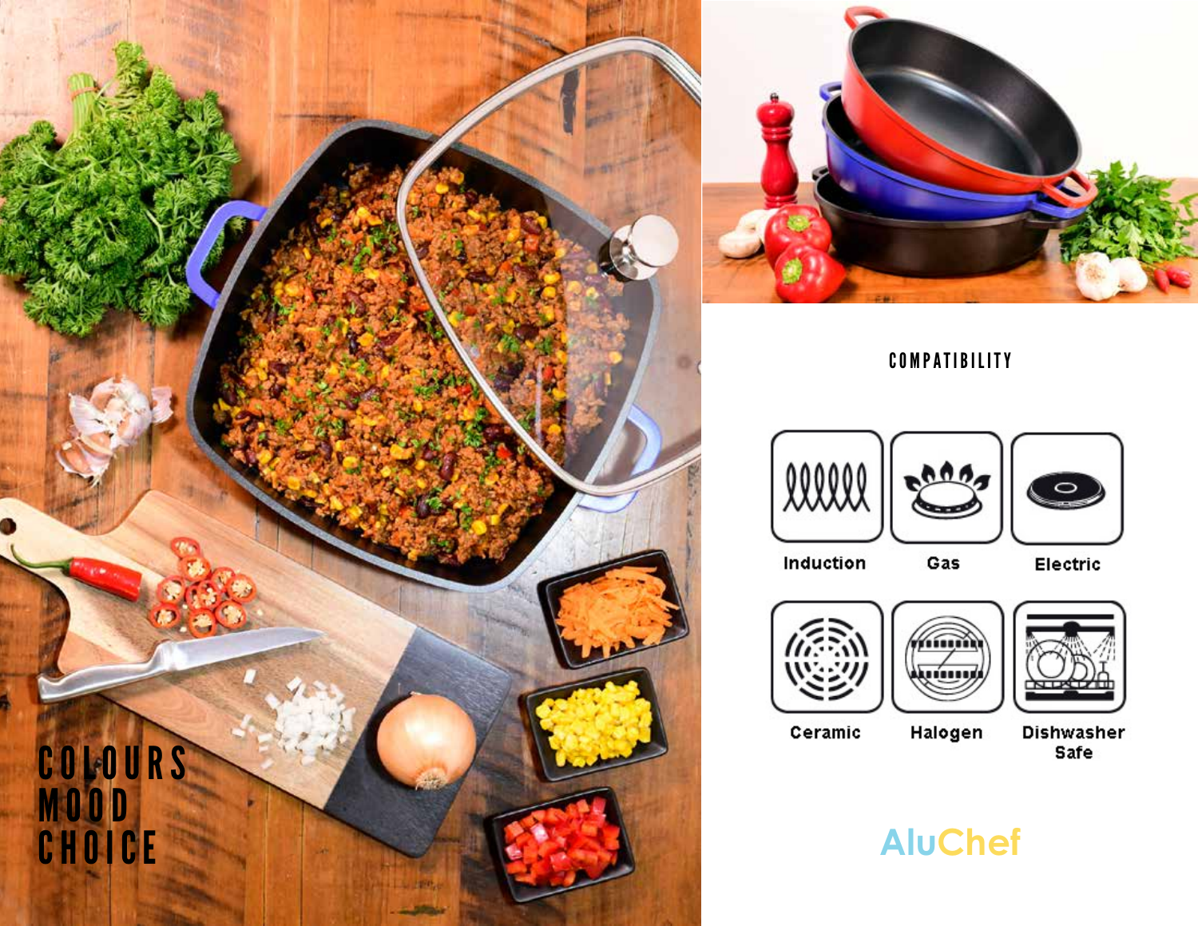COLOURS
MOOD
CHOICE

## COMPATIBILITY

- Induction
- Gas
- Electric
- Ceramic
- Halogen
- Dishwasher Safe

AluChef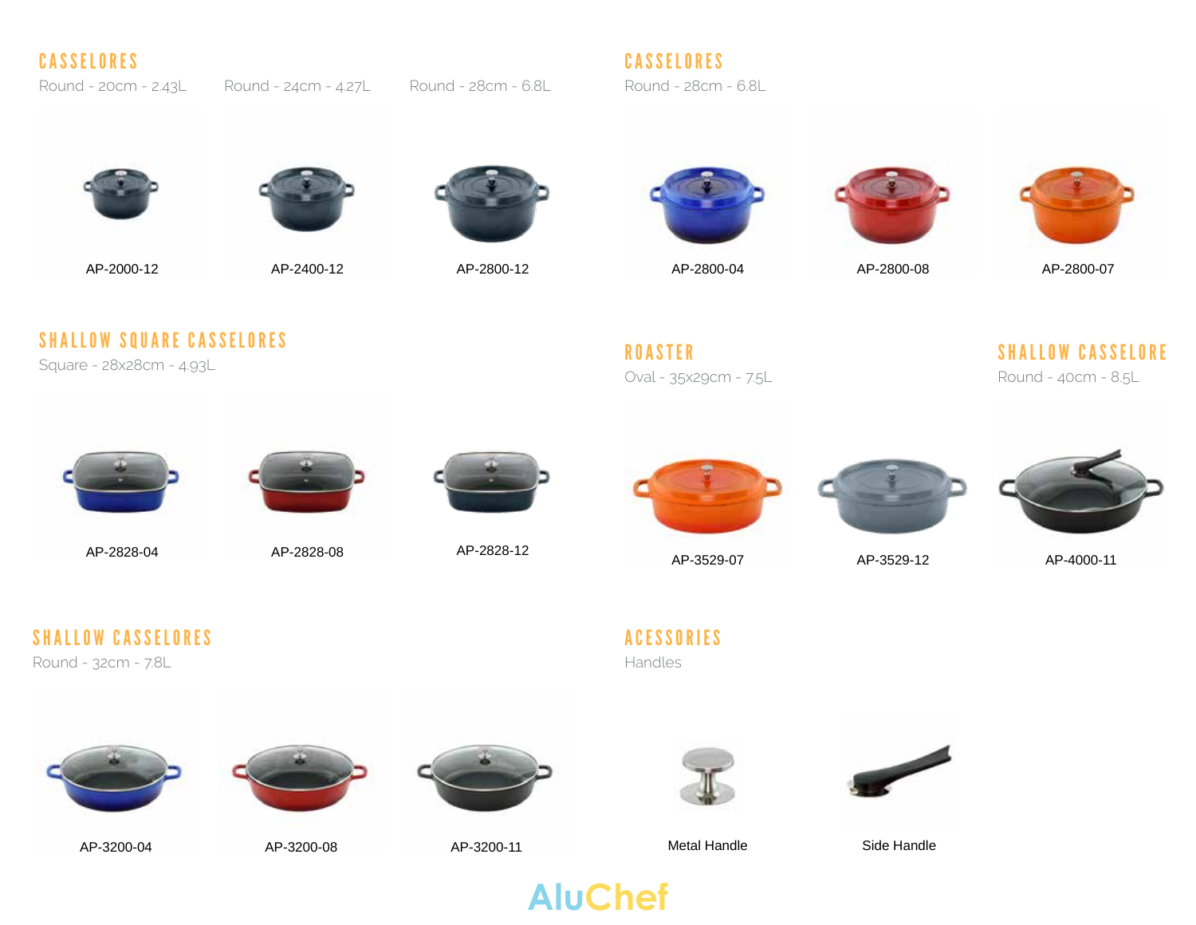## CASSELORES

Round - 20cm - 2.43L

AP-2000-12

Round - 24cm - 4.27L

AP-2400-12

Round - 28cm - 6.8L

AP-2800-12

## CASSELORES

Round - 28cm - 6.8L

AP-2800-04

AP-2800-08

AP-2800-07

## SHALLOW SQUARE CASSELORES

Square - 28x28cm - 4.93L

AP-2828-04

AP-2828-08

AP-2828-12

## ROASTER

Oval - 35x29cm - 7.5L

AP-3529-07

AP-3529-12

## SHALLOW CASSELORE

Round - 40cm - 8.5L

AP-4000-11

## SHALLOW CASSELORES

Round - 32cm - 7.8L

AP-3200-04

AP-3200-08

AP-3200-11

## ACESSORIES

Handles

Metal Handle

Side Handle

AluChef